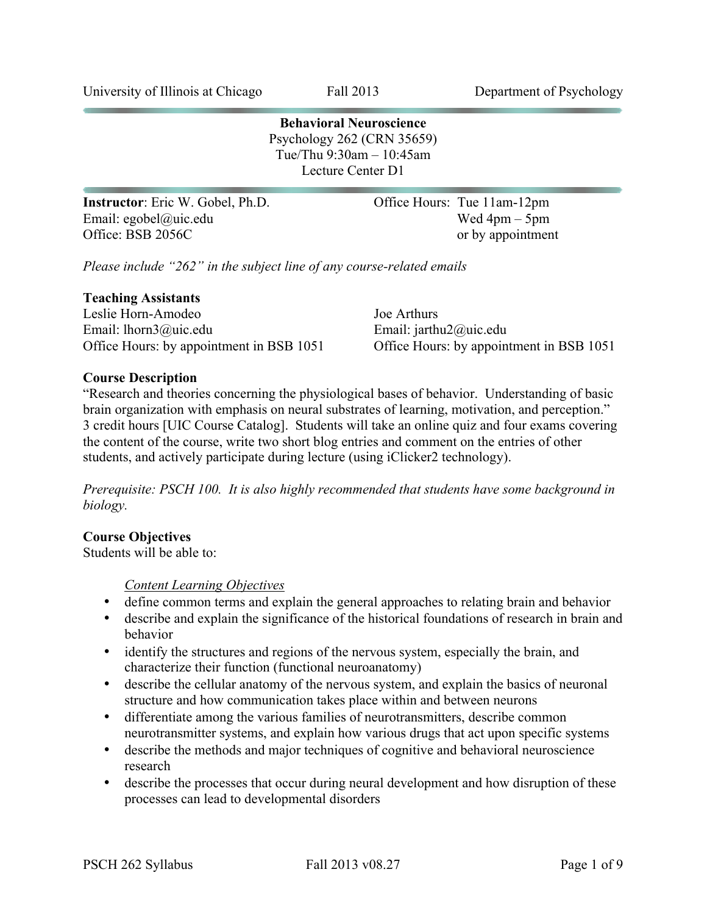University of Illinois at Chicago | Fall 2013 | Department of Psychology

# Behavioral Neuroscience

Psychology 262 (CRN 35659)
Tue/Thu 9:30am – 10:45am
Lecture Center D1

**Instructor**: Eric W. Gobel, Ph.D.
Email: egobel@uic.edu
Office: BSB 2056C

Office Hours: Tue 11am-12pm
Wed 4pm – 5pm
or by appointment

*Please include "262" in the subject line of any course-related emails*

**Teaching Assistants**

Leslie Horn-Amodeo
Email: lhorn3@uic.edu
Office Hours: by appointment in BSB 1051

Joe Arthurs
Email: jarthu2@uic.edu
Office Hours: by appointment in BSB 1051

**Course Description**

"Research and theories concerning the physiological bases of behavior. Understanding of basic brain organization with emphasis on neural substrates of learning, motivation, and perception." 3 credit hours [UIC Course Catalog]. Students will take an online quiz and four exams covering the content of the course, write two short blog entries and comment on the entries of other students, and actively participate during lecture (using iClicker2 technology).

*Prerequisite: PSCH 100. It is also highly recommended that students have some background in biology.*

**Course Objectives**

Students will be able to:

*Content Learning Objectives*

- define common terms and explain the general approaches to relating brain and behavior
- describe and explain the significance of the historical foundations of research in brain and behavior
- identify the structures and regions of the nervous system, especially the brain, and characterize their function (functional neuroanatomy)
- describe the cellular anatomy of the nervous system, and explain the basics of neuronal structure and how communication takes place within and between neurons
- differentiate among the various families of neurotransmitters, describe common neurotransmitter systems, and explain how various drugs that act upon specific systems
- describe the methods and major techniques of cognitive and behavioral neuroscience research
- describe the processes that occur during neural development and how disruption of these processes can lead to developmental disorders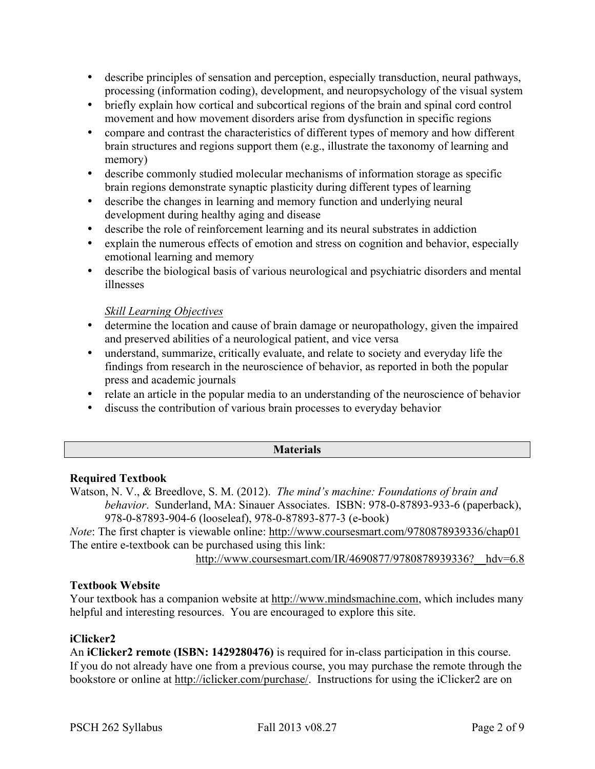- describe principles of sensation and perception, especially transduction, neural pathways, processing (information coding), development, and neuropsychology of the visual system
- briefly explain how cortical and subcortical regions of the brain and spinal cord control movement and how movement disorders arise from dysfunction in specific regions
- compare and contrast the characteristics of different types of memory and how different brain structures and regions support them (e.g., illustrate the taxonomy of learning and memory)
- describe commonly studied molecular mechanisms of information storage as specific brain regions demonstrate synaptic plasticity during different types of learning
- describe the changes in learning and memory function and underlying neural development during healthy aging and disease
- describe the role of reinforcement learning and its neural substrates in addiction
- explain the numerous effects of emotion and stress on cognition and behavior, especially emotional learning and memory
- describe the biological basis of various neurological and psychiatric disorders and mental illnesses

*Skill Learning Objectives*

- determine the location and cause of brain damage or neuropathology, given the impaired and preserved abilities of a neurological patient, and vice versa
- understand, summarize, critically evaluate, and relate to society and everyday life the findings from research in the neuroscience of behavior, as reported in both the popular press and academic journals
- relate an article in the popular media to an understanding of the neuroscience of behavior
- discuss the contribution of various brain processes to everyday behavior

## Materials

**Required Textbook**

Watson, N. V., & Breedlove, S. M. (2012). *The mind's machine: Foundations of brain and behavior*. Sunderland, MA: Sinauer Associates. ISBN: 978-0-87893-933-6 (paperback), 978-0-87893-904-6 (looseleaf), 978-0-87893-877-3 (e-book)

*Note*: The first chapter is viewable online: http://www.coursesmart.com/9780878939336/chap01
The entire e-textbook can be purchased using this link:
http://www.coursesmart.com/IR/4690877/9780878939336?__hdv=6.8

**Textbook Website**

Your textbook has a companion website at http://www.mindsmachine.com, which includes many helpful and interesting resources. You are encouraged to explore this site.

**iClicker2**

An **iClicker2 remote (ISBN: 1429280476)** is required for in-class participation in this course. If you do not already have one from a previous course, you may purchase the remote through the bookstore or online at http://iclicker.com/purchase/. Instructions for using the iClicker2 are on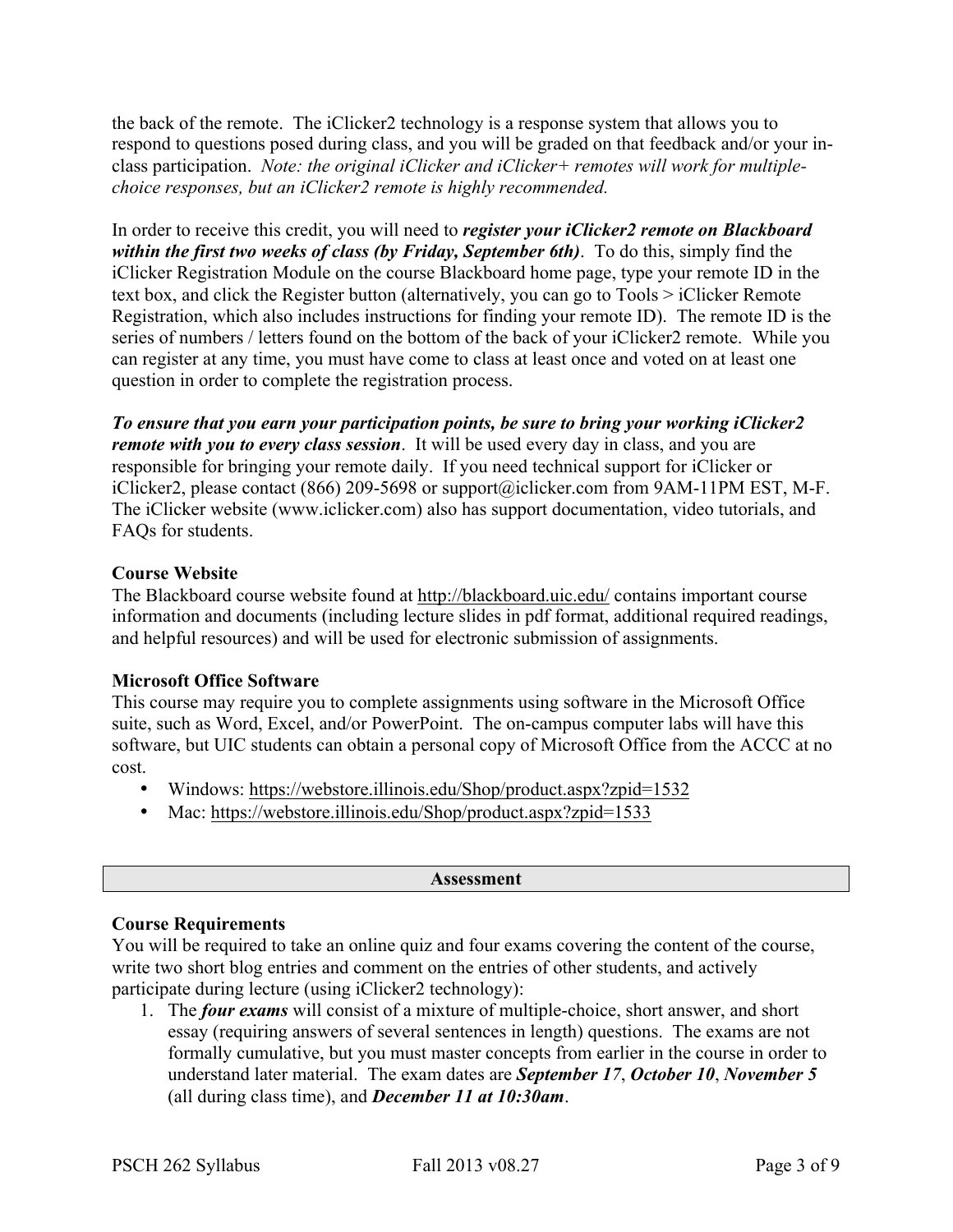the back of the remote. The iClicker2 technology is a response system that allows you to respond to questions posed during class, and you will be graded on that feedback and/or your in-class participation. *Note: the original iClicker and iClicker+ remotes will work for multiple-choice responses, but an iClicker2 remote is highly recommended.*

In order to receive this credit, you will need to ***register your iClicker2 remote on Blackboard within the first two weeks of class (by Friday, September 6th)***. To do this, simply find the iClicker Registration Module on the course Blackboard home page, type your remote ID in the text box, and click the Register button (alternatively, you can go to Tools > iClicker Remote Registration, which also includes instructions for finding your remote ID). The remote ID is the series of numbers / letters found on the bottom of the back of your iClicker2 remote. While you can register at any time, you must have come to class at least once and voted on at least one question in order to complete the registration process.

***To ensure that you earn your participation points, be sure to bring your working iClicker2 remote with you to every class session***. It will be used every day in class, and you are responsible for bringing your remote daily. If you need technical support for iClicker or iClicker2, please contact (866) 209-5698 or support@iclicker.com from 9AM-11PM EST, M-F. The iClicker website (www.iclicker.com) also has support documentation, video tutorials, and FAQs for students.

**Course Website**
The Blackboard course website found at http://blackboard.uic.edu/ contains important course information and documents (including lecture slides in pdf format, additional required readings, and helpful resources) and will be used for electronic submission of assignments.

**Microsoft Office Software**
This course may require you to complete assignments using software in the Microsoft Office suite, such as Word, Excel, and/or PowerPoint. The on-campus computer labs will have this software, but UIC students can obtain a personal copy of Microsoft Office from the ACCC at no cost.

- Windows: https://webstore.illinois.edu/Shop/product.aspx?zpid=1532
- Mac: https://webstore.illinois.edu/Shop/product.aspx?zpid=1533

## Assessment

**Course Requirements**
You will be required to take an online quiz and four exams covering the content of the course, write two short blog entries and comment on the entries of other students, and actively participate during lecture (using iClicker2 technology):

1. The ***four exams*** will consist of a mixture of multiple-choice, short answer, and short essay (requiring answers of several sentences in length) questions. The exams are not formally cumulative, but you must master concepts from earlier in the course in order to understand later material. The exam dates are ***September 17***, ***October 10***, ***November 5*** (all during class time), and ***December 11 at 10:30am***.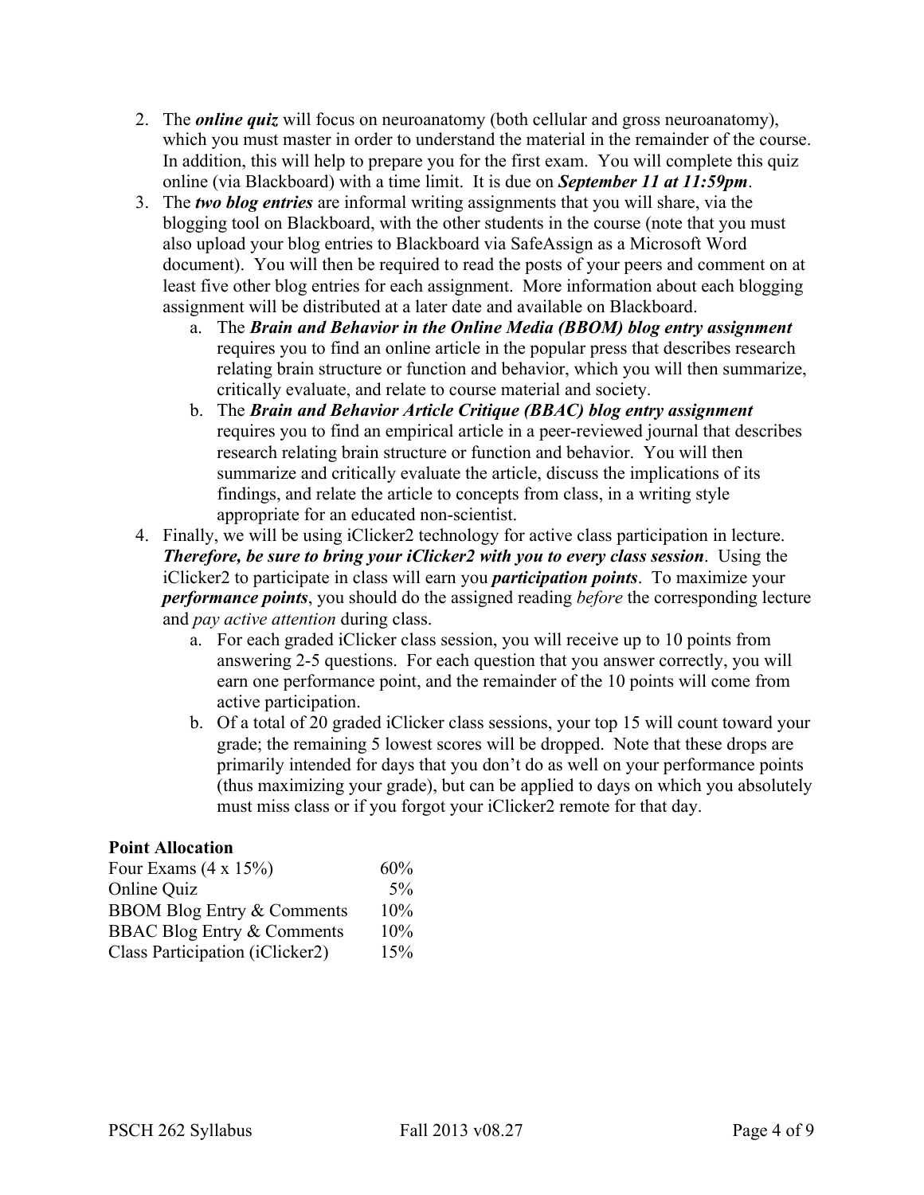2. The ***online quiz*** will focus on neuroanatomy (both cellular and gross neuroanatomy), which you must master in order to understand the material in the remainder of the course. In addition, this will help to prepare you for the first exam. You will complete this quiz online (via Blackboard) with a time limit. It is due on ***September 11 at 11:59pm***.
3. The ***two blog entries*** are informal writing assignments that you will share, via the blogging tool on Blackboard, with the other students in the course (note that you must also upload your blog entries to Blackboard via SafeAssign as a Microsoft Word document). You will then be required to read the posts of your peers and comment on at least five other blog entries for each assignment. More information about each blogging assignment will be distributed at a later date and available on Blackboard.
    a. The ***Brain and Behavior in the Online Media (BBOM) blog entry assignment*** requires you to find an online article in the popular press that describes research relating brain structure or function and behavior, which you will then summarize, critically evaluate, and relate to course material and society.
    b. The ***Brain and Behavior Article Critique (BBAC) blog entry assignment*** requires you to find an empirical article in a peer-reviewed journal that describes research relating brain structure or function and behavior. You will then summarize and critically evaluate the article, discuss the implications of its findings, and relate the article to concepts from class, in a writing style appropriate for an educated non-scientist.
4. Finally, we will be using iClicker2 technology for active class participation in lecture. ***Therefore, be sure to bring your iClicker2 with you to every class session***. Using the iClicker2 to participate in class will earn you ***participation points***. To maximize your ***performance points***, you should do the assigned reading *before* the corresponding lecture and *pay active attention* during class.
    a. For each graded iClicker class session, you will receive up to 10 points from answering 2-5 questions. For each question that you answer correctly, you will earn one performance point, and the remainder of the 10 points will come from active participation.
    b. Of a total of 20 graded iClicker class sessions, your top 15 will count toward your grade; the remaining 5 lowest scores will be dropped. Note that these drops are primarily intended for days that you don't do as well on your performance points (thus maximizing your grade), but can be applied to days on which you absolutely must miss class or if you forgot your iClicker2 remote for that day.

**Point Allocation**

| | |
|---|---|
| Four Exams (4 x 15%) | 60% |
| Online Quiz | 5% |
| BBOM Blog Entry & Comments | 10% |
| BBAC Blog Entry & Comments | 10% |
| Class Participation (iClicker2) | 15% |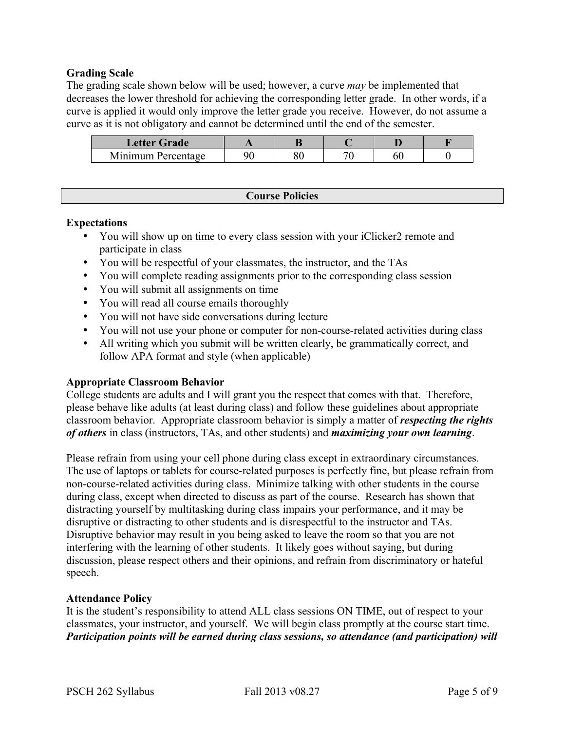### Grading Scale

The grading scale shown below will be used; however, a curve *may* be implemented that decreases the lower threshold for achieving the corresponding letter grade. In other words, if a curve is applied it would only improve the letter grade you receive. However, do not assume a curve as it is not obligatory and cannot be determined until the end of the semester.

| Letter Grade | A | B | C | D | F |
|---|---|---|---|---|---|
| Minimum Percentage | 90 | 80 | 70 | 60 | 0 |

## Course Policies

### Expectations

- You will show up <u>on time</u> to <u>every class session</u> with your <u>iClicker2 remote</u> and participate in class
- You will be respectful of your classmates, the instructor, and the TAs
- You will complete reading assignments prior to the corresponding class session
- You will submit all assignments on time
- You will read all course emails thoroughly
- You will not have side conversations during lecture
- You will not use your phone or computer for non-course-related activities during class
- All writing which you submit will be written clearly, be grammatically correct, and follow APA format and style (when applicable)

### Appropriate Classroom Behavior

College students are adults and I will grant you the respect that comes with that. Therefore, please behave like adults (at least during class) and follow these guidelines about appropriate classroom behavior. Appropriate classroom behavior is simply a matter of ***respecting the rights of others*** in class (instructors, TAs, and other students) and ***maximizing your own learning***.

Please refrain from using your cell phone during class except in extraordinary circumstances. The use of laptops or tablets for course-related purposes is perfectly fine, but please refrain from non-course-related activities during class. Minimize talking with other students in the course during class, except when directed to discuss as part of the course. Research has shown that distracting yourself by multitasking during class impairs your performance, and it may be disruptive or distracting to other students and is disrespectful to the instructor and TAs. Disruptive behavior may result in you being asked to leave the room so that you are not interfering with the learning of other students. It likely goes without saying, but during discussion, please respect others and their opinions, and refrain from discriminatory or hateful speech.

### Attendance Policy

It is the student's responsibility to attend ALL class sessions ON TIME, out of respect to your classmates, your instructor, and yourself. We will begin class promptly at the course start time. ***Participation points will be earned during class sessions, so attendance (and participation) will***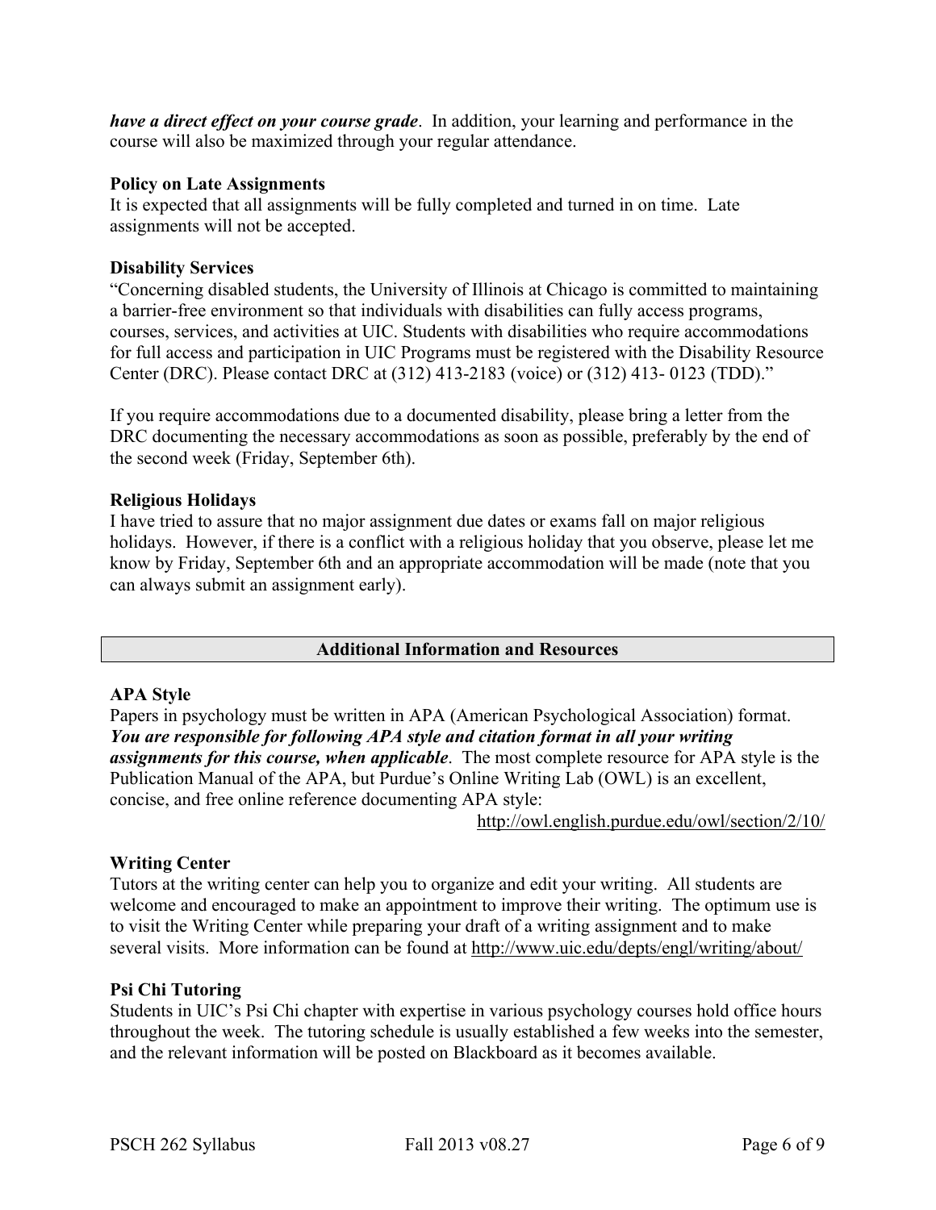***have a direct effect on your course grade***. In addition, your learning and performance in the course will also be maximized through your regular attendance.

**Policy on Late Assignments**
It is expected that all assignments will be fully completed and turned in on time. Late assignments will not be accepted.

**Disability Services**
"Concerning disabled students, the University of Illinois at Chicago is committed to maintaining a barrier-free environment so that individuals with disabilities can fully access programs, courses, services, and activities at UIC. Students with disabilities who require accommodations for full access and participation in UIC Programs must be registered with the Disability Resource Center (DRC). Please contact DRC at (312) 413-2183 (voice) or (312) 413- 0123 (TDD)."

If you require accommodations due to a documented disability, please bring a letter from the DRC documenting the necessary accommodations as soon as possible, preferably by the end of the second week (Friday, September 6th).

**Religious Holidays**
I have tried to assure that no major assignment due dates or exams fall on major religious holidays. However, if there is a conflict with a religious holiday that you observe, please let me know by Friday, September 6th and an appropriate accommodation will be made (note that you can always submit an assignment early).

## Additional Information and Resources

**APA Style**
Papers in psychology must be written in APA (American Psychological Association) format. ***You are responsible for following APA style and citation format in all your writing assignments for this course, when applicable***. The most complete resource for APA style is the Publication Manual of the APA, but Purdue's Online Writing Lab (OWL) is an excellent, concise, and free online reference documenting APA style:
http://owl.english.purdue.edu/owl/section/2/10/

**Writing Center**
Tutors at the writing center can help you to organize and edit your writing. All students are welcome and encouraged to make an appointment to improve their writing. The optimum use is to visit the Writing Center while preparing your draft of a writing assignment and to make several visits. More information can be found at http://www.uic.edu/depts/engl/writing/about/

**Psi Chi Tutoring**
Students in UIC's Psi Chi chapter with expertise in various psychology courses hold office hours throughout the week. The tutoring schedule is usually established a few weeks into the semester, and the relevant information will be posted on Blackboard as it becomes available.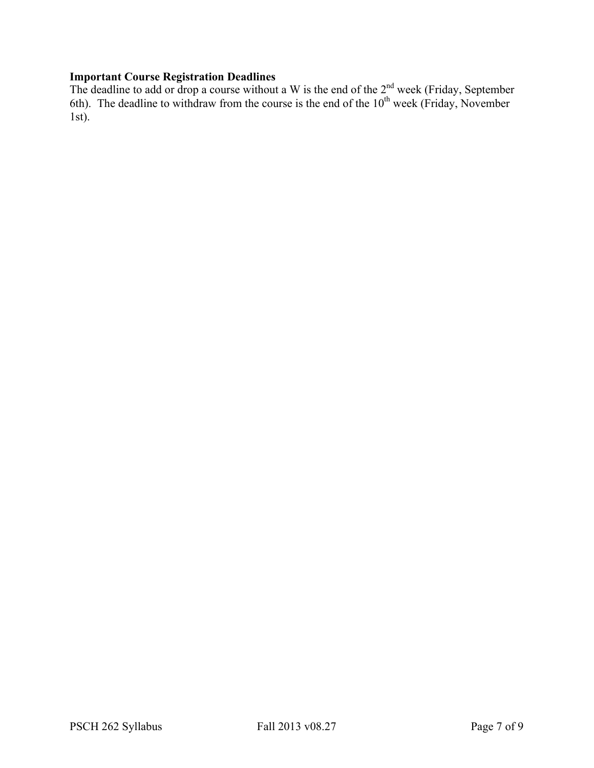**Important Course Registration Deadlines**

The deadline to add or drop a course without a W is the end of the 2nd week (Friday, September 6th). The deadline to withdraw from the course is the end of the 10th week (Friday, November 1st).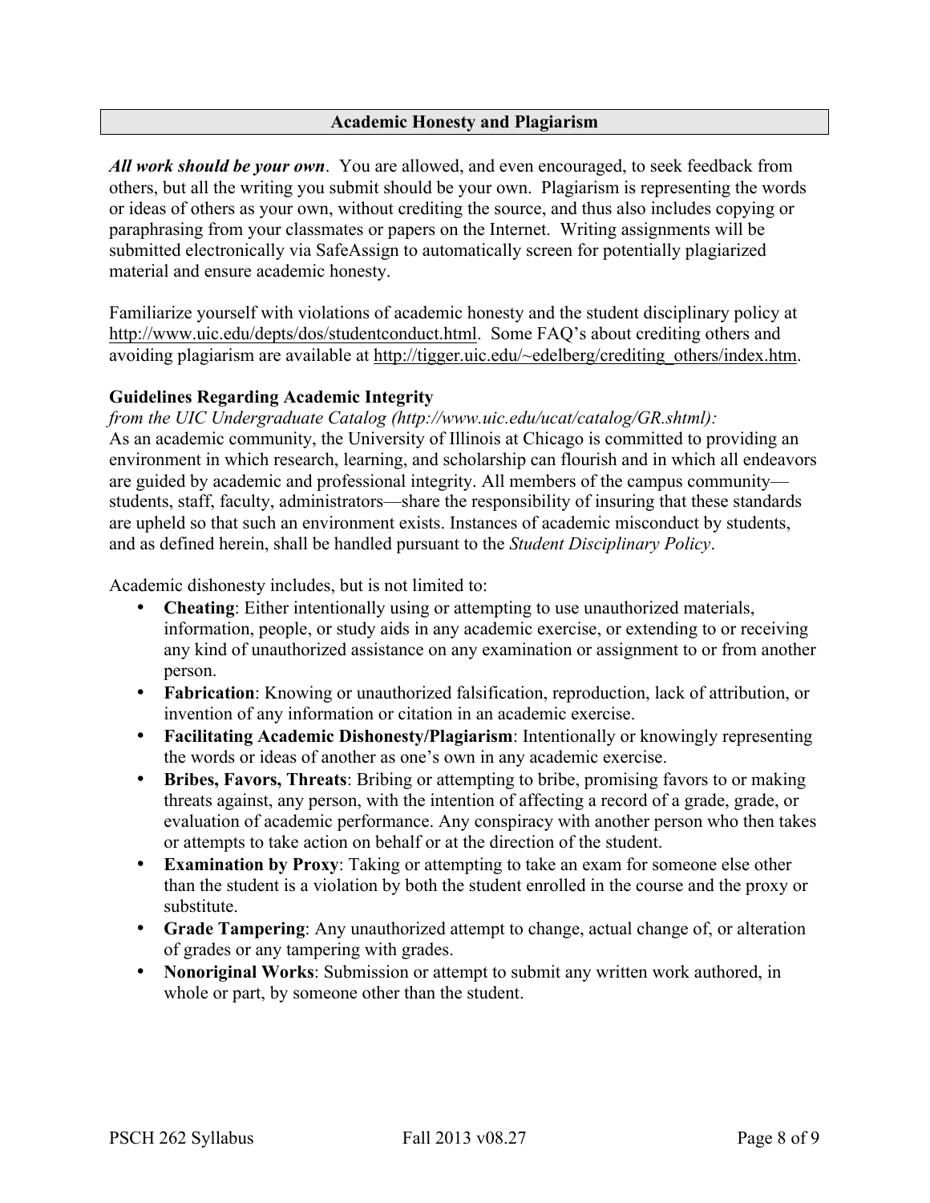## Academic Honesty and Plagiarism

***All work should be your own***. You are allowed, and even encouraged, to seek feedback from others, but all the writing you submit should be your own. Plagiarism is representing the words or ideas of others as your own, without crediting the source, and thus also includes copying or paraphrasing from your classmates or papers on the Internet. Writing assignments will be submitted electronically via SafeAssign to automatically screen for potentially plagiarized material and ensure academic honesty.

Familiarize yourself with violations of academic honesty and the student disciplinary policy at http://www.uic.edu/depts/dos/studentconduct.html. Some FAQ's about crediting others and avoiding plagiarism are available at http://tigger.uic.edu/~edelberg/crediting_others/index.htm.

### Guidelines Regarding Academic Integrity

*from the UIC Undergraduate Catalog (http://www.uic.edu/ucat/catalog/GR.shtml):*
As an academic community, the University of Illinois at Chicago is committed to providing an environment in which research, learning, and scholarship can flourish and in which all endeavors are guided by academic and professional integrity. All members of the campus community—students, staff, faculty, administrators—share the responsibility of insuring that these standards are upheld so that such an environment exists. Instances of academic misconduct by students, and as defined herein, shall be handled pursuant to the *Student Disciplinary Policy*.

Academic dishonesty includes, but is not limited to:

- **Cheating**: Either intentionally using or attempting to use unauthorized materials, information, people, or study aids in any academic exercise, or extending to or receiving any kind of unauthorized assistance on any examination or assignment to or from another person.
- **Fabrication**: Knowing or unauthorized falsification, reproduction, lack of attribution, or invention of any information or citation in an academic exercise.
- **Facilitating Academic Dishonesty/Plagiarism**: Intentionally or knowingly representing the words or ideas of another as one's own in any academic exercise.
- **Bribes, Favors, Threats**: Bribing or attempting to bribe, promising favors to or making threats against, any person, with the intention of affecting a record of a grade, grade, or evaluation of academic performance. Any conspiracy with another person who then takes or attempts to take action on behalf or at the direction of the student.
- **Examination by Proxy**: Taking or attempting to take an exam for someone else other than the student is a violation by both the student enrolled in the course and the proxy or substitute.
- **Grade Tampering**: Any unauthorized attempt to change, actual change of, or alteration of grades or any tampering with grades.
- **Nonoriginal Works**: Submission or attempt to submit any written work authored, in whole or part, by someone other than the student.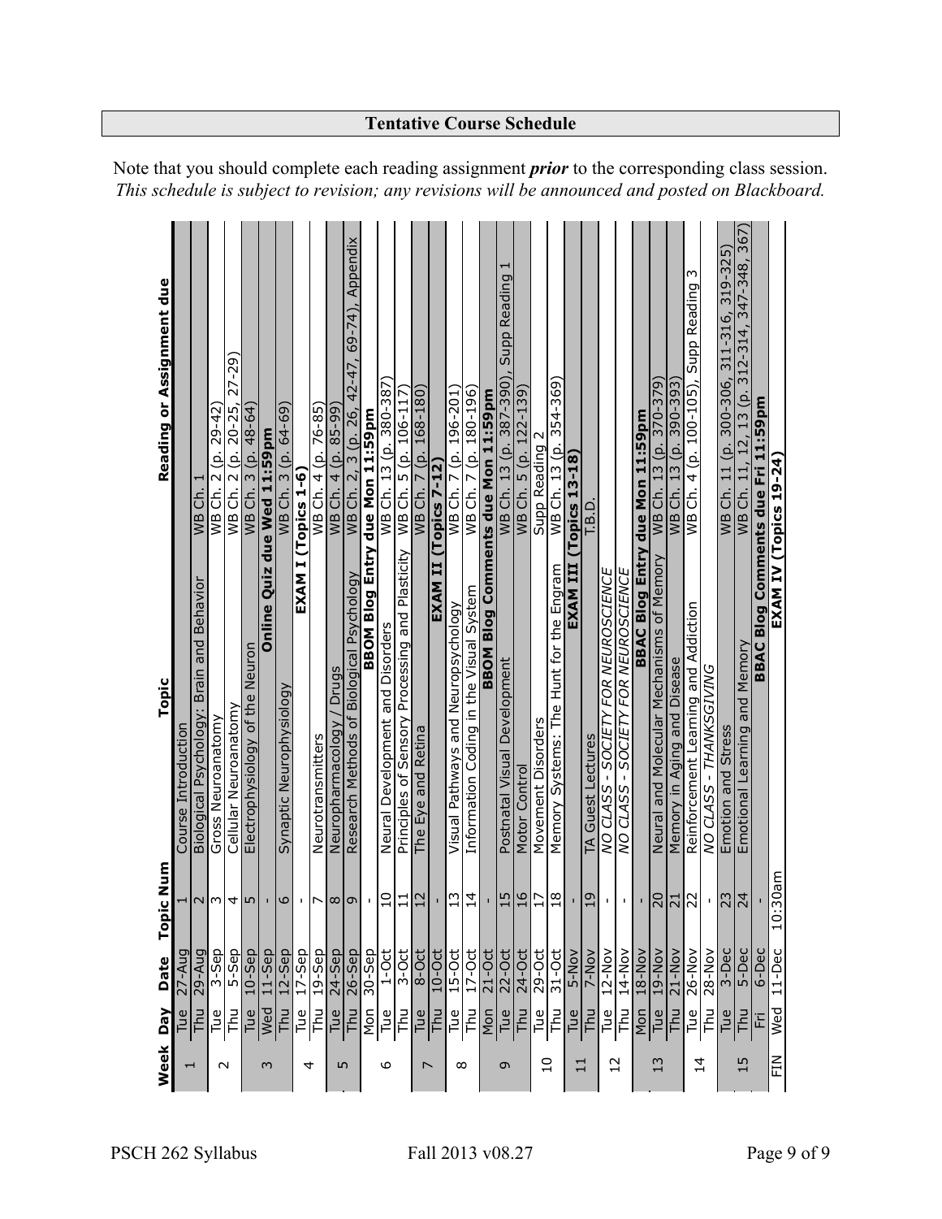## Tentative Course Schedule

Note that you should complete each reading assignment ***prior*** to the corresponding class session. *This schedule is subject to revision; any revisions will be announced and posted on Blackboard.*

| Week | Day | Date | Topic Num | Topic | Reading or Assignment due |
|---|---|---|---|---|---|
| 1 | Tue | 27-Aug | 1 | Course Introduction | |
| | Thu | 29-Aug | 2 | Biological Psychology: Brain and Behavior | WB Ch. 1 |
| 2 | Tue | 3-Sep | 3 | Gross Neuroanatomy | WB Ch. 2 (p. 29-42) |
| | Thu | 5-Sep | 4 | Cellular Neuroanatomy | WB Ch. 2 (p. 20-25, 27-29) |
| 3 | Tue | 10-Sep | 5 | Electrophysiology of the Neuron | WB Ch. 3 (p. 48-64) |
| | Wed | 11-Sep | - | **Online Quiz due Wed 11:59pm** | |
| | Thu | 12-Sep | 6 | Synaptic Neurophysiology | WB Ch. 3 (p. 64-69) |
| 4 | Tue | 17-Sep | - | **EXAM I (Topics 1-6)** | |
| | Thu | 19-Sep | 7 | Neurotransmitters | WB Ch. 4 (p. 76-85) |
| 5 | Tue | 24-Sep | 8 | Neuropharmacology / Drugs | WB Ch. 4 (p. 85-99) |
| | Thu | 26-Sep | 9 | Research Methods of Biological Psychology | WB Ch. 2, 3 (p. 26, 42-47, 69-74), Appendix |
| 6 | Mon | 30-Sep | - | **BBOM Blog Entry due Mon 11:59pm** | |
| | Tue | 1-Oct | 10 | Neural Development and Disorders | WB Ch. 13 (p. 380-387) |
| | Thu | 3-Oct | 11 | Principles of Sensory Processing and Plasticity | WB Ch. 5 (p. 106-117) |
| 7 | Tue | 8-Oct | 12 | The Eye and Retina | WB Ch. 7 (p. 168-180) |
| | Thu | 10-Oct | - | **EXAM II (Topics 7-12)** | |
| 8 | Tue | 15-Oct | 13 | Visual Pathways and Neuropsychology | WB Ch. 7 (p. 196-201) |
| | Thu | 17-Oct | 14 | Information Coding in the Visual System | WB Ch. 7 (p. 180-196) |
| 9 | Mon | 21-Oct | - | **BBOM Blog Comments due Mon 11:59pm** | |
| | Tue | 22-Oct | 15 | Postnatal Visual Development | WB Ch. 13 (p. 387-390), Supp Reading 1 |
| | Thu | 24-Oct | 16 | Motor Control | WB Ch. 5 (p. 122-139) |
| 10 | Tue | 29-Oct | 17 | Movement Disorders | Supp Reading 2 |
| | Thu | 31-Oct | 18 | Memory Systems: The Hunt for the Engram | WB Ch. 13 (p. 354-369) |
| 11 | Tue | 5-Nov | - | **EXAM III (Topics 13-18)** | |
| | Thu | 7-Nov | 19 | TA Guest Lectures | T.B.D. |
| 12 | Tue | 12-Nov | - | *NO CLASS - SOCIETY FOR NEUROSCIENCE* | |
| | Thu | 14-Nov | - | *NO CLASS - SOCIETY FOR NEUROSCIENCE* | |
| 13 | Mon | 18-Nov | - | **BBAC Blog Entry due Mon 11:59pm** | |
| | Tue | 19-Nov | 20 | Neural and Molecular Mechanisms of Memory | WB Ch. 13 (p. 370-379) |
| | Thu | 21-Nov | 21 | Memory in Aging and Disease | WB Ch. 13 (p. 390-393) |
| 14 | Tue | 26-Nov | 22 | Reinforcement Learning and Addiction | WB Ch. 4 (p. 100-105), Supp Reading 3 |
| | Thu | 28-Nov | - | *NO CLASS - THANKSGIVING* | |
| 15 | Tue | 3-Dec | 23 | Emotion and Stress | WB Ch. 11 (p. 300-306, 311-316, 319-325) |
| | Thu | 5-Dec | 24 | Emotional Learning and Memory | WB Ch. 11, 12, 13 (p. 312-314, 347-348, 367) |
| | Fri | 6-Dec | - | **BBAC Blog Comments due Fri 11:59pm** | |
| FIN | Wed | 11-Dec | 10:30am | **EXAM IV (Topics 19-24)** | |